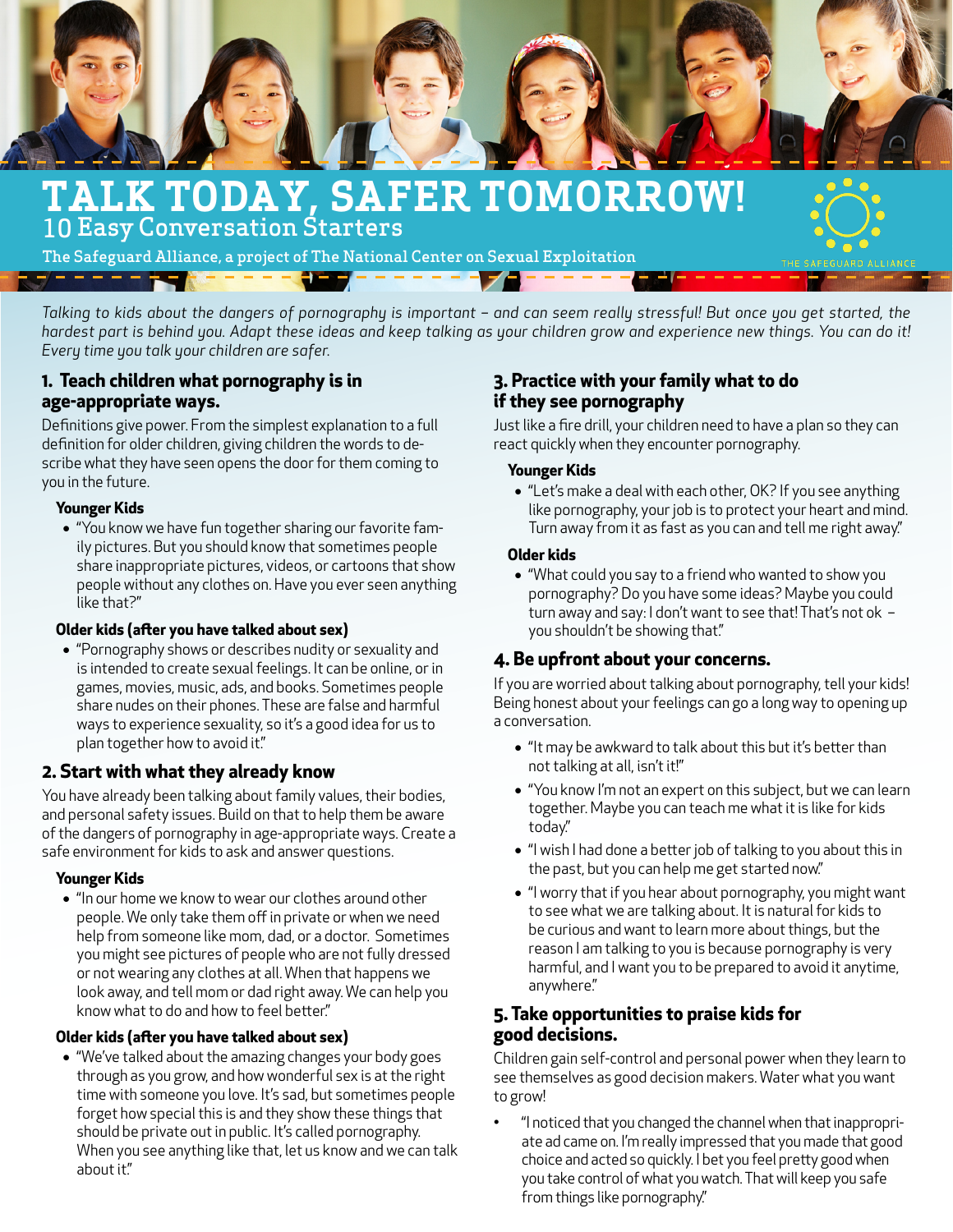# TALK TODAY, SAFER TOMORROW!

## 10 Easy Conversation Starters

The Safeguard Alliance, a project of The National Center on Sexual Exploitation

THE SAFEGUARD ALLIANCE

*Talking to kids about the dangers of pornography is important – and can seem really stressful! But once you get started, the hardest part is behind you. Adapt these ideas and keep talking as your children grow and experience new things. You can do it! Every time you talk your children are safer.*

### 1. Teach children what pornography is in age-appropriate ways.

Definitions give power. From the simplest explanation to a full definition for older children, giving children the words to describe what they have seen opens the door for them coming to you in the future.

**Younger Kids**

- "You know we have fun together sharing our favorite family pictures. But you should know that sometimes people share inappropriate pictures, videos, or cartoons that show people without any clothes on. Have you ever seen anything like that?"

**Older kids (after you have talked about sex)**

- "Pornography shows or describes nudity or sexuality and is intended to create sexual feelings. It can be online, or in games, movies, music, ads, and books. Sometimes people share nudes on their phones. These are false and harmful ways to experience sexuality, so it's a good idea for us to plan together how to avoid it."

### 2. Start with what they already know

You have already been talking about family values, their bodies, and personal safety issues. Build on that to help them be aware of the dangers of pornography in age-appropriate ways. Create a safe environment for kids to ask and answer questions.

**Younger Kids**

- "In our home we know to wear our clothes around other people. We only take them off in private or when we need help from someone like mom, dad, or a doctor. Sometimes you might see pictures of people who are not fully dressed or not wearing any clothes at all. When that happens we look away, and tell mom or dad right away. We can help you know what to do and how to feel better."

**Older kids (after you have talked about sex)**

- "We've talked about the amazing changes your body goes through as you grow, and how wonderful sex is at the right time with someone you love. It's sad, but sometimes people forget how special this is and they show these things that should be private out in public. It's called pornography. When you see anything like that, let us know and we can talk about it."

### 3. Practice with your family what to do if they see pornography

Just like a fire drill, your children need to have a plan so they can react quickly when they encounter pornography.

**Younger Kids**

- "Let's make a deal with each other, OK? If you see anything like pornography, your job is to protect your heart and mind. Turn away from it as fast as you can and tell me right away."

**Older kids**

- "What could you say to a friend who wanted to show you pornography? Do you have some ideas? Maybe you could turn away and say: I don't want to see that! That's not ok – you shouldn't be showing that."

### 4. Be upfront about your concerns.

If you are worried about talking about pornography, tell your kids! Being honest about your feelings can go a long way to opening up a conversation.

- "It may be awkward to talk about this but it's better than not talking at all, isn't it!"
- "You know I'm not an expert on this subject, but we can learn together. Maybe you can teach me what it is like for kids today."
- "I wish I had done a better job of talking to you about this in the past, but you can help me get started now."
- "I worry that if you hear about pornography, you might want to see what we are talking about. It is natural for kids to be curious and want to learn more about things, but the reason I am talking to you is because pornography is very harmful, and I want you to be prepared to avoid it anytime, anywhere."

### 5. Take opportunities to praise kids for good decisions.

Children gain self-control and personal power when they learn to see themselves as good decision makers. Water what you want to grow!

- "I noticed that you changed the channel when that inappropriate ad came on. I'm really impressed that you made that good choice and acted so quickly. I bet you feel pretty good when you take control of what you watch. That will keep you safe from things like pornography."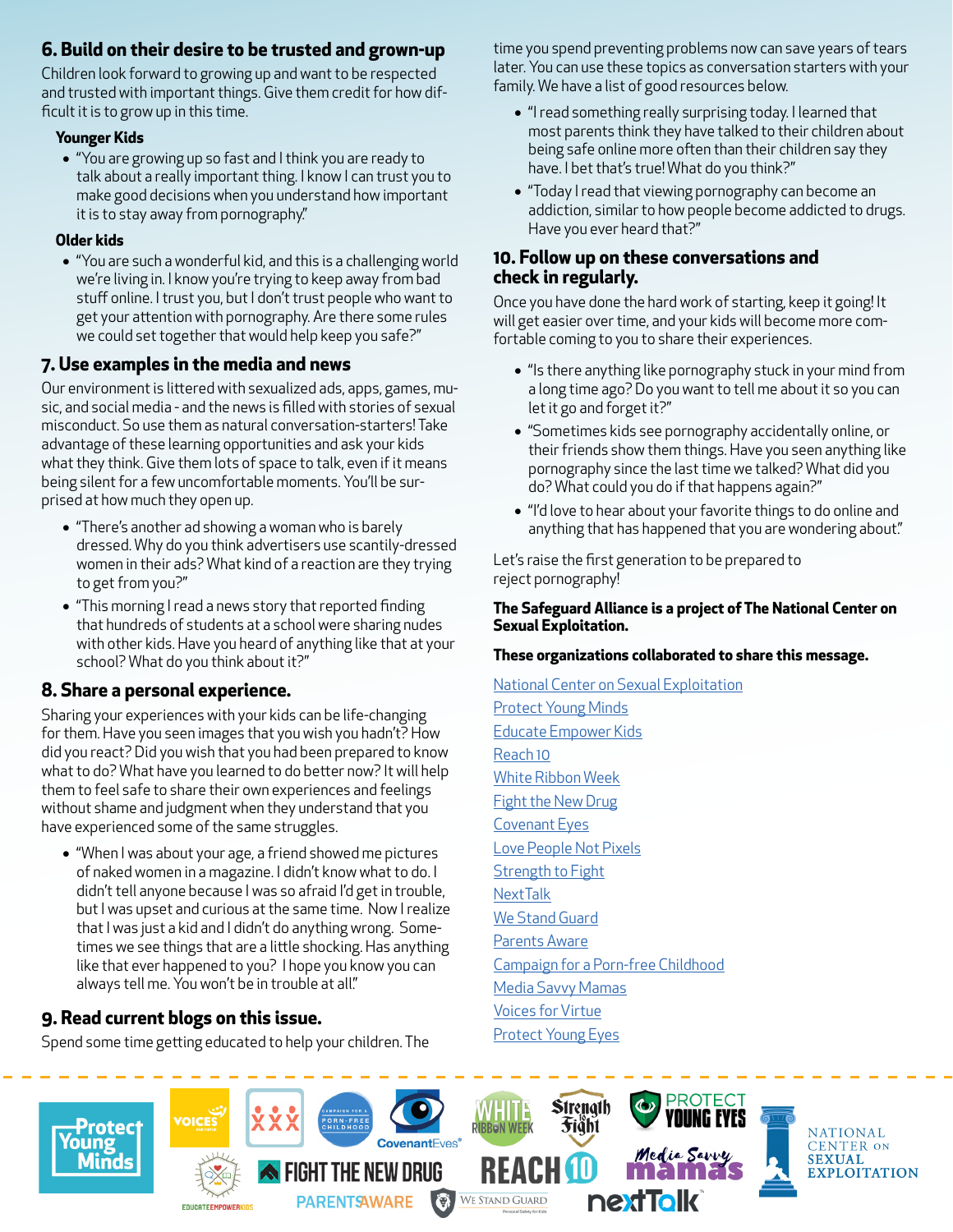## 6. Build on their desire to be trusted and grown-up

Children look forward to growing up and want to be respected and trusted with important things. Give them credit for how difficult it is to grow up in this time.

### Younger Kids

- "You are growing up so fast and I think you are ready to talk about a really important thing. I know I can trust you to make good decisions when you understand how important it is to stay away from pornography."

### Older kids

- "You are such a wonderful kid, and this is a challenging world we're living in. I know you're trying to keep away from bad stuff online. I trust you, but I don't trust people who want to get your attention with pornography. Are there some rules we could set together that would help keep you safe?"

## 7. Use examples in the media and news

Our environment is littered with sexualized ads, apps, games, music, and social media - and the news is filled with stories of sexual misconduct. So use them as natural conversation-starters! Take advantage of these learning opportunities and ask your kids what they think. Give them lots of space to talk, even if it means being silent for a few uncomfortable moments. You'll be surprised at how much they open up.

- "There's another ad showing a woman who is barely dressed. Why do you think advertisers use scantily-dressed women in their ads? What kind of a reaction are they trying to get from you?"
- "This morning I read a news story that reported finding that hundreds of students at a school were sharing nudes with other kids. Have you heard of anything like that at your school? What do you think about it?"

## 8. Share a personal experience.

Sharing your experiences with your kids can be life-changing for them. Have you seen images that you wish you hadn't? How did you react? Did you wish that you had been prepared to know what to do? What have you learned to do better now? It will help them to feel safe to share their own experiences and feelings without shame and judgment when they understand that you have experienced some of the same struggles.

- "When I was about your age, a friend showed me pictures of naked women in a magazine. I didn't know what to do. I didn't tell anyone because I was so afraid I'd get in trouble, but I was upset and curious at the same time. Now I realize that I was just a kid and I didn't do anything wrong. Sometimes we see things that are a little shocking. Has anything like that ever happened to you? I hope you know you can always tell me. You won't be in trouble at all."

## 9. Read current blogs on this issue.

Spend some time getting educated to help your children. The time you spend preventing problems now can save years of tears later. You can use these topics as conversation starters with your family. We have a list of good resources below.

- "I read something really surprising today. I learned that most parents think they have talked to their children about being safe online more often than their children say they have. I bet that's true! What do you think?"
- "Today I read that viewing pornography can become an addiction, similar to how people become addicted to drugs. Have you ever heard that?"

## 10. Follow up on these conversations and check in regularly.

Once you have done the hard work of starting, keep it going! It will get easier over time, and your kids will become more comfortable coming to you to share their experiences.

- "Is there anything like pornography stuck in your mind from a long time ago? Do you want to tell me about it so you can let it go and forget it?"
- "Sometimes kids see pornography accidentally online, or their friends show them things. Have you seen anything like pornography since the last time we talked? What did you do? What could you do if that happens again?"
- "I'd love to hear about your favorite things to do online and anything that has happened that you are wondering about."

Let's raise the first generation to be prepared to reject pornography!

**The Safeguard Alliance is a project of The National Center on Sexual Exploitation.**

**These organizations collaborated to share this message.**

National Center on Sexual Exploitation
Protect Young Minds
Educate Empower Kids
Reach 10
White Ribbon Week
Fight the New Drug
Covenant Eyes
Love People Not Pixels
Strength to Fight
NextTalk
We Stand Guard
Parents Aware
Campaign for a Porn-free Childhood
Media Savvy Mamas
Voices for Virtue
Protect Young Eyes